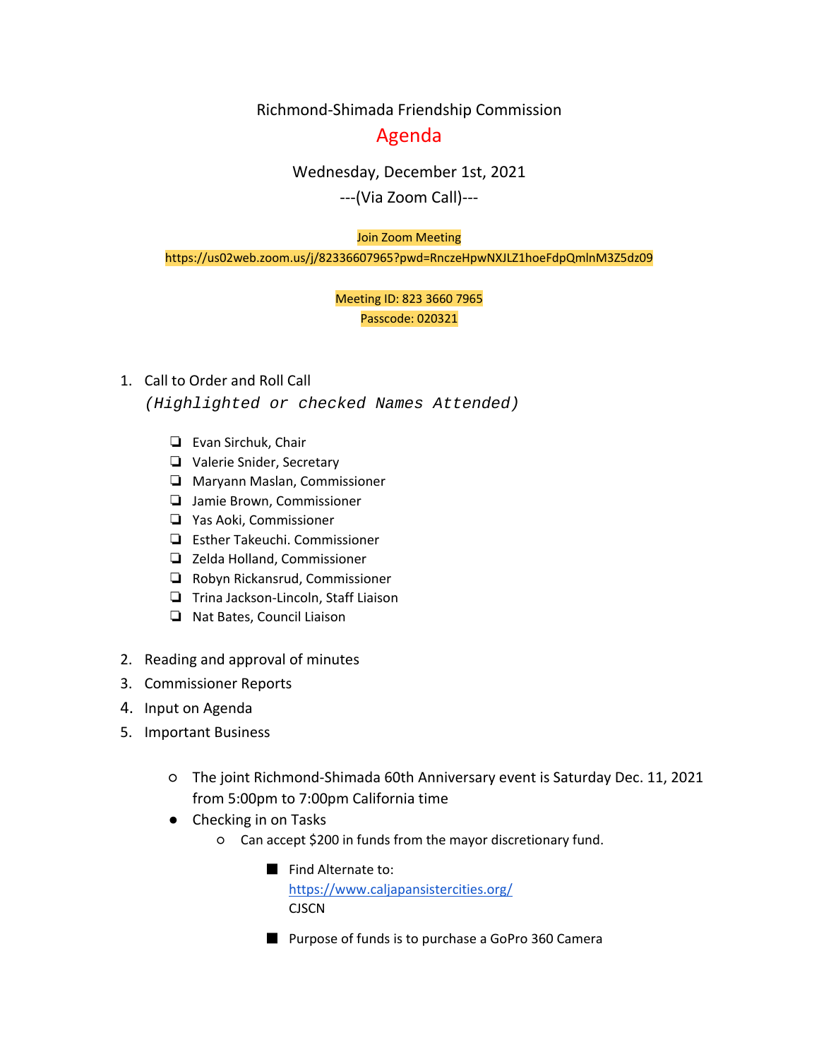Richmond-Shimada Friendship Commission

# Agenda

Wednesday, December 1st, 2021

---(Via Zoom Call)---

Join Zoom Meeting
https://us02web.zoom.us/j/82336607965?pwd=RnczeHpwNXJLZ1hoeFdpQmlnM3Z5dz09

Meeting ID: 823 3660 7965
Passcode: 020321

1. Call to Order and Roll Call
   *(Highlighted or checked Names Attended)*

   - ❏ Evan Sirchuk, Chair
   - ❏ Valerie Snider, Secretary
   - ❏ Maryann Maslan, Commissioner
   - ❏ Jamie Brown, Commissioner
   - ❏ Yas Aoki, Commissioner
   - ❏ Esther Takeuchi. Commissioner
   - ❏ Zelda Holland, Commissioner
   - ❏ Robyn Rickansrud, Commissioner
   - ❏ Trina Jackson-Lincoln, Staff Liaison
   - ❏ Nat Bates, Council Liaison

2. Reading and approval of minutes
3. Commissioner Reports
4. Input on Agenda
5. Important Business

   - The joint Richmond-Shimada 60th Anniversary event is Saturday Dec. 11, 2021 from 5:00pm to 7:00pm California time
   - Checking in on Tasks
     - Can accept $200 in funds from the mayor discretionary fund.
       - Find Alternate to: https://www.caljapansistercities.org/ CJSCN
       - Purpose of funds is to purchase a GoPro 360 Camera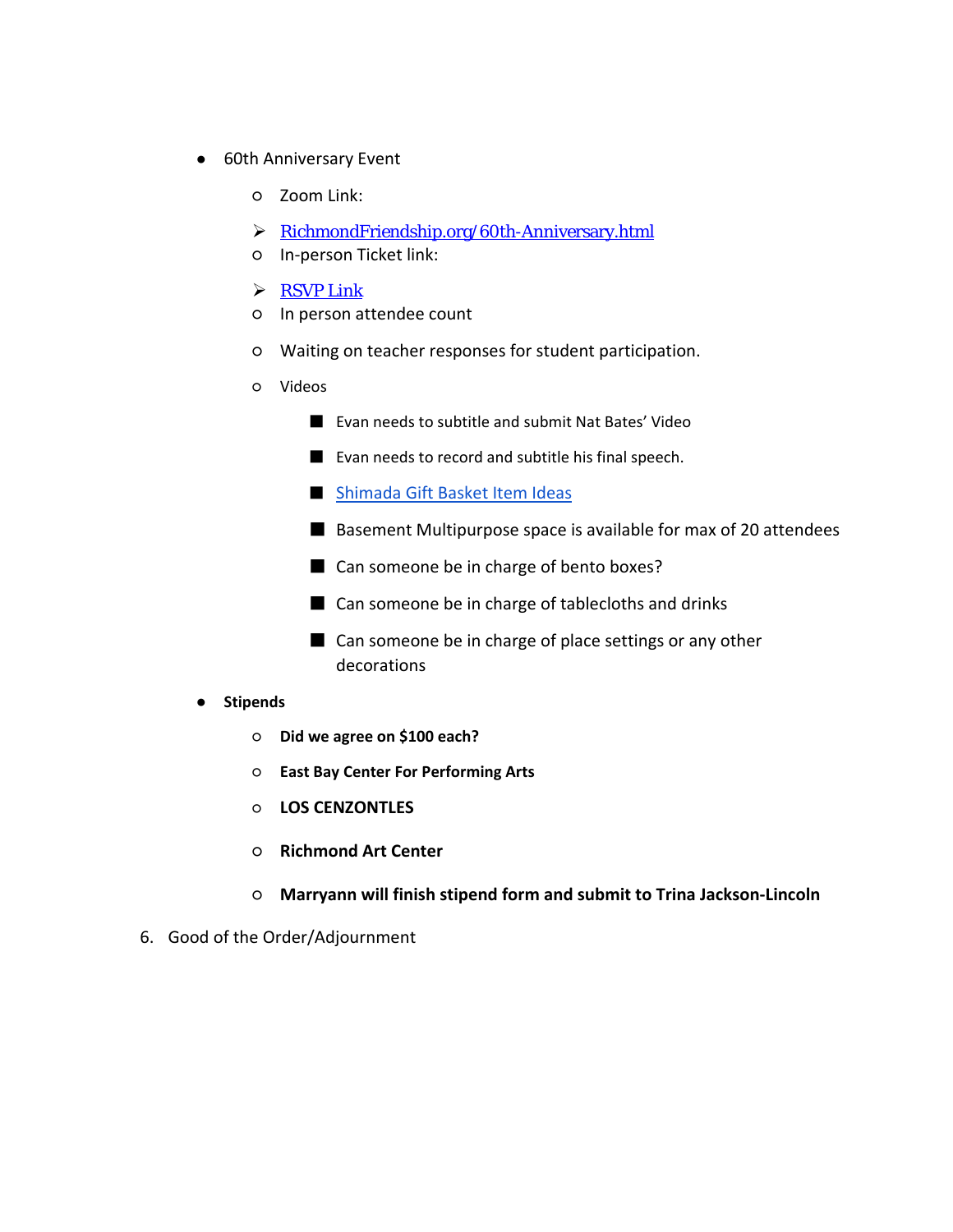- 60th Anniversary Event
    - Zoom Link:
        - [RichmondFriendship.org/60th-Anniversary.html](RichmondFriendship.org/60th-Anniversary.html)
    - In-person Ticket link:
        - [RSVP Link]
    - In person attendee count
    - Waiting on teacher responses for student participation.
    - Videos
        - Evan needs to subtitle and submit Nat Bates' Video
        - Evan needs to record and subtitle his final speech.
        - [Shimada Gift Basket Item Ideas]
        - Basement Multipurpose space is available for max of 20 attendees
        - Can someone be in charge of bento boxes?
        - Can someone be in charge of tablecloths and drinks
        - Can someone be in charge of place settings or any other decorations
- **Stipends**
    - **Did we agree on $100 each?**
    - **East Bay Center For Performing Arts**
    - **LOS CENZONTLES**
    - **Richmond Art Center**
    - **Marryann will finish stipend form and submit to Trina Jackson-Lincoln**

6. Good of the Order/Adjournment